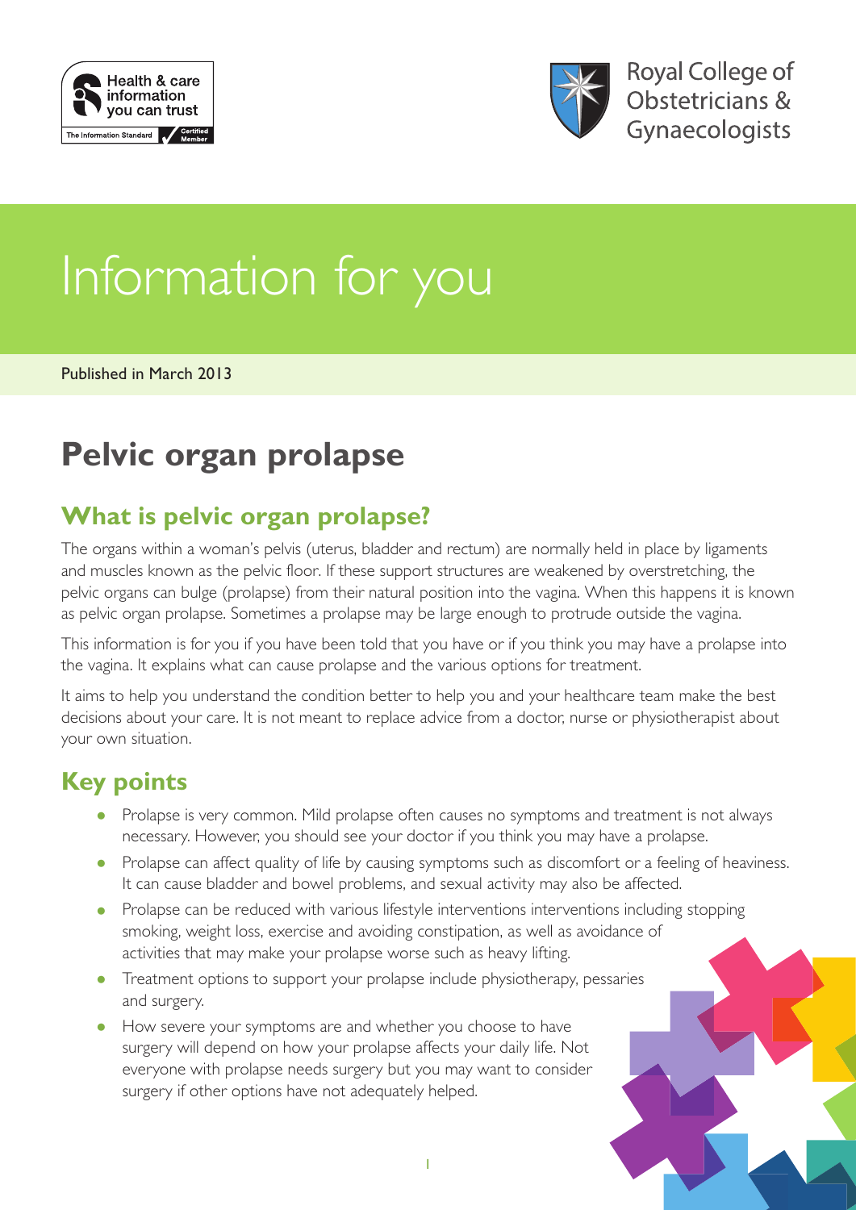Health & care information you can trust

The Information Standard Certified Member

Royal College of Obstetricians & Gynaecologists

# Information for you

Published in March 2013

# Pelvic organ prolapse

## What is pelvic organ prolapse?

The organs within a woman's pelvis (uterus, bladder and rectum) are normally held in place by ligaments and muscles known as the pelvic floor. If these support structures are weakened by overstretching, the pelvic organs can bulge (prolapse) from their natural position into the vagina. When this happens it is known as pelvic organ prolapse. Sometimes a prolapse may be large enough to protrude outside the vagina.

This information is for you if you have been told that you have or if you think you may have a prolapse into the vagina. It explains what can cause prolapse and the various options for treatment.

It aims to help you understand the condition better to help you and your healthcare team make the best decisions about your care. It is not meant to replace advice from a doctor, nurse or physiotherapist about your own situation.

## Key points

- Prolapse is very common. Mild prolapse often causes no symptoms and treatment is not always necessary. However, you should see your doctor if you think you may have a prolapse.
- Prolapse can affect quality of life by causing symptoms such as discomfort or a feeling of heaviness. It can cause bladder and bowel problems, and sexual activity may also be affected.
- Prolapse can be reduced with various lifestyle interventions interventions including stopping smoking, weight loss, exercise and avoiding constipation, as well as avoidance of activities that may make your prolapse worse such as heavy lifting.
- Treatment options to support your prolapse include physiotherapy, pessaries and surgery.
- How severe your symptoms are and whether you choose to have surgery will depend on how your prolapse affects your daily life. Not everyone with prolapse needs surgery but you may want to consider surgery if other options have not adequately helped.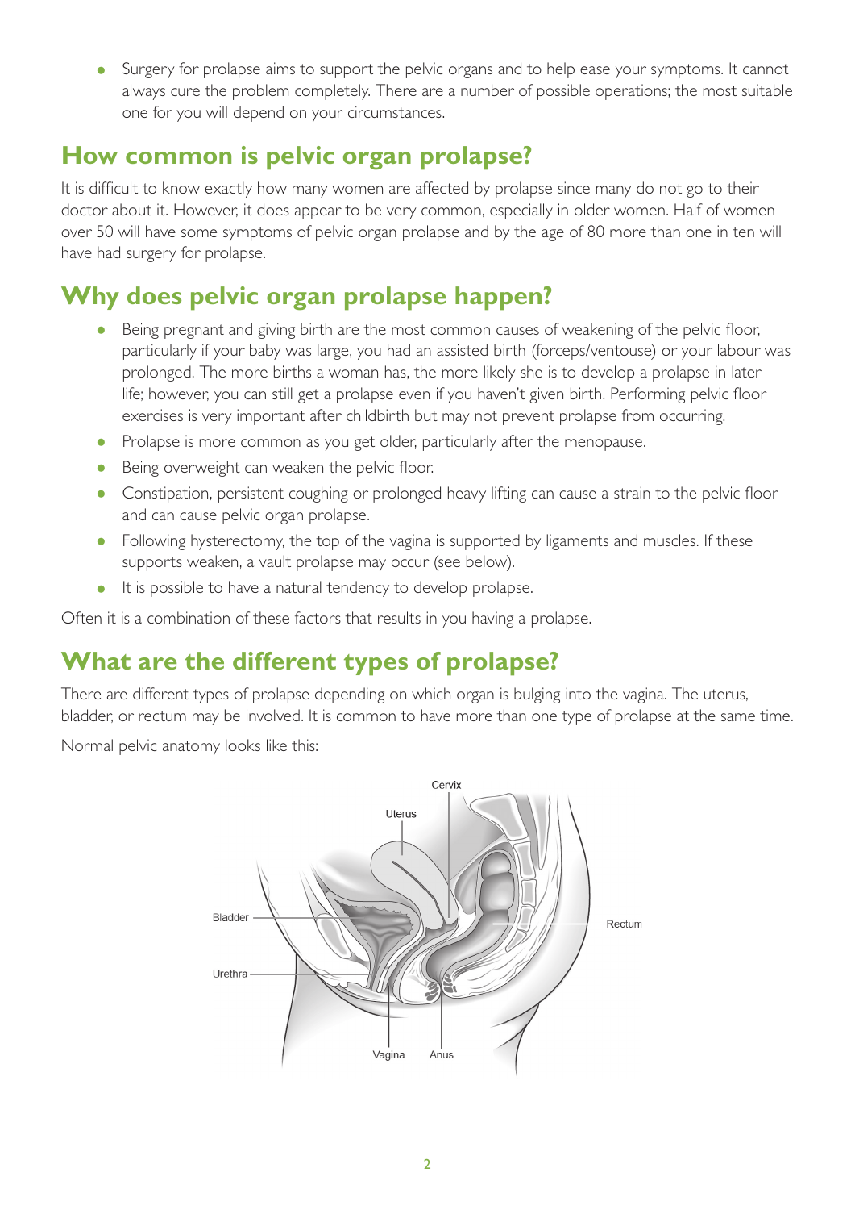- Surgery for prolapse aims to support the pelvic organs and to help ease your symptoms. It cannot always cure the problem completely. There are a number of possible operations; the most suitable one for you will depend on your circumstances.

## How common is pelvic organ prolapse?

It is difficult to know exactly how many women are affected by prolapse since many do not go to their doctor about it. However, it does appear to be very common, especially in older women. Half of women over 50 will have some symptoms of pelvic organ prolapse and by the age of 80 more than one in ten will have had surgery for prolapse.

## Why does pelvic organ prolapse happen?

- Being pregnant and giving birth are the most common causes of weakening of the pelvic floor, particularly if your baby was large, you had an assisted birth (forceps/ventouse) or your labour was prolonged. The more births a woman has, the more likely she is to develop a prolapse in later life; however, you can still get a prolapse even if you haven't given birth. Performing pelvic floor exercises is very important after childbirth but may not prevent prolapse from occurring.
- Prolapse is more common as you get older, particularly after the menopause.
- Being overweight can weaken the pelvic floor.
- Constipation, persistent coughing or prolonged heavy lifting can cause a strain to the pelvic floor and can cause pelvic organ prolapse.
- Following hysterectomy, the top of the vagina is supported by ligaments and muscles. If these supports weaken, a vault prolapse may occur (see below).
- It is possible to have a natural tendency to develop prolapse.

Often it is a combination of these factors that results in you having a prolapse.

## What are the different types of prolapse?

There are different types of prolapse depending on which organ is bulging into the vagina. The uterus, bladder, or rectum may be involved. It is common to have more than one type of prolapse at the same time.

Normal pelvic anatomy looks like this: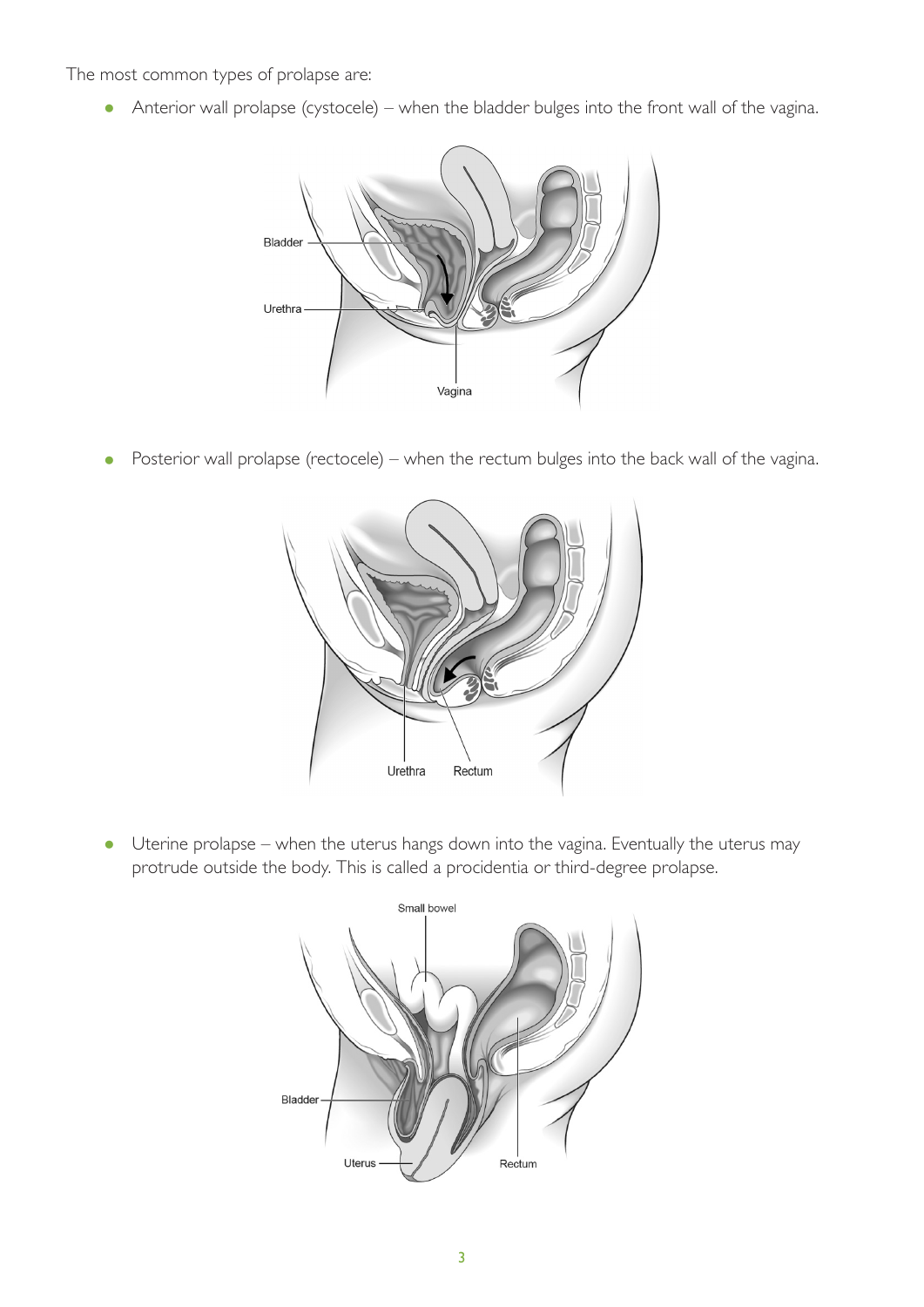The most common types of prolapse are:

- Anterior wall prolapse (cystocele) – when the bladder bulges into the front wall of the vagina.

- Posterior wall prolapse (rectocele) – when the rectum bulges into the back wall of the vagina.

- Uterine prolapse – when the uterus hangs down into the vagina. Eventually the uterus may protrude outside the body. This is called a procidentia or third-degree prolapse.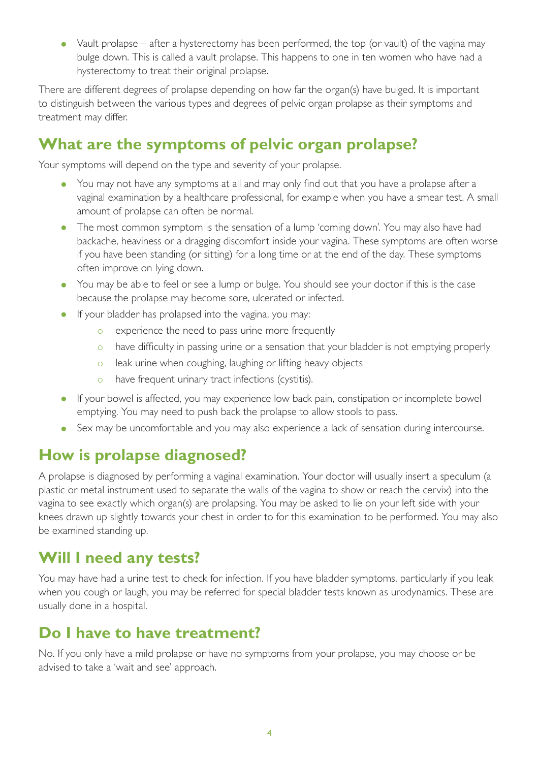- Vault prolapse – after a hysterectomy has been performed, the top (or vault) of the vagina may bulge down. This is called a vault prolapse. This happens to one in ten women who have had a hysterectomy to treat their original prolapse.

There are different degrees of prolapse depending on how far the organ(s) have bulged. It is important to distinguish between the various types and degrees of pelvic organ prolapse as their symptoms and treatment may differ.

## What are the symptoms of pelvic organ prolapse?

Your symptoms will depend on the type and severity of your prolapse.

- You may not have any symptoms at all and may only find out that you have a prolapse after a vaginal examination by a healthcare professional, for example when you have a smear test. A small amount of prolapse can often be normal.
- The most common symptom is the sensation of a lump 'coming down'. You may also have had backache, heaviness or a dragging discomfort inside your vagina. These symptoms are often worse if you have been standing (or sitting) for a long time or at the end of the day. These symptoms often improve on lying down.
- You may be able to feel or see a lump or bulge. You should see your doctor if this is the case because the prolapse may become sore, ulcerated or infected.
- If your bladder has prolapsed into the vagina, you may:
    - experience the need to pass urine more frequently
    - have difficulty in passing urine or a sensation that your bladder is not emptying properly
    - leak urine when coughing, laughing or lifting heavy objects
    - have frequent urinary tract infections (cystitis).
- If your bowel is affected, you may experience low back pain, constipation or incomplete bowel emptying. You may need to push back the prolapse to allow stools to pass.
- Sex may be uncomfortable and you may also experience a lack of sensation during intercourse.

## How is prolapse diagnosed?

A prolapse is diagnosed by performing a vaginal examination. Your doctor will usually insert a speculum (a plastic or metal instrument used to separate the walls of the vagina to show or reach the cervix) into the vagina to see exactly which organ(s) are prolapsing. You may be asked to lie on your left side with your knees drawn up slightly towards your chest in order to for this examination to be performed. You may also be examined standing up.

## Will I need any tests?

You may have had a urine test to check for infection. If you have bladder symptoms, particularly if you leak when you cough or laugh, you may be referred for special bladder tests known as urodynamics. These are usually done in a hospital.

## Do I have to have treatment?

No. If you only have a mild prolapse or have no symptoms from your prolapse, you may choose or be advised to take a 'wait and see' approach.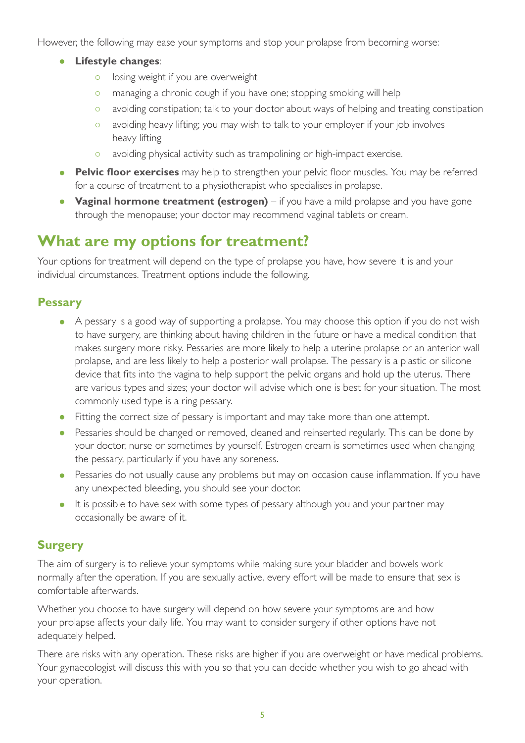However, the following may ease your symptoms and stop your prolapse from becoming worse:

- **Lifestyle changes**:
  - losing weight if you are overweight
  - managing a chronic cough if you have one; stopping smoking will help
  - avoiding constipation; talk to your doctor about ways of helping and treating constipation
  - avoiding heavy lifting; you may wish to talk to your employer if your job involves heavy lifting
  - avoiding physical activity such as trampolining or high-impact exercise.
- **Pelvic floor exercises** may help to strengthen your pelvic floor muscles. You may be referred for a course of treatment to a physiotherapist who specialises in prolapse.
- **Vaginal hormone treatment (estrogen)** – if you have a mild prolapse and you have gone through the menopause; your doctor may recommend vaginal tablets or cream.

## What are my options for treatment?

Your options for treatment will depend on the type of prolapse you have, how severe it is and your individual circumstances. Treatment options include the following.

### Pessary

- A pessary is a good way of supporting a prolapse. You may choose this option if you do not wish to have surgery, are thinking about having children in the future or have a medical condition that makes surgery more risky. Pessaries are more likely to help a uterine prolapse or an anterior wall prolapse, and are less likely to help a posterior wall prolapse. The pessary is a plastic or silicone device that fits into the vagina to help support the pelvic organs and hold up the uterus. There are various types and sizes; your doctor will advise which one is best for your situation. The most commonly used type is a ring pessary.
- Fitting the correct size of pessary is important and may take more than one attempt.
- Pessaries should be changed or removed, cleaned and reinserted regularly. This can be done by your doctor, nurse or sometimes by yourself. Estrogen cream is sometimes used when changing the pessary, particularly if you have any soreness.
- Pessaries do not usually cause any problems but may on occasion cause inflammation. If you have any unexpected bleeding, you should see your doctor.
- It is possible to have sex with some types of pessary although you and your partner may occasionally be aware of it.

### Surgery

The aim of surgery is to relieve your symptoms while making sure your bladder and bowels work normally after the operation. If you are sexually active, every effort will be made to ensure that sex is comfortable afterwards.

Whether you choose to have surgery will depend on how severe your symptoms are and how your prolapse affects your daily life. You may want to consider surgery if other options have not adequately helped.

There are risks with any operation. These risks are higher if you are overweight or have medical problems. Your gynaecologist will discuss this with you so that you can decide whether you wish to go ahead with your operation.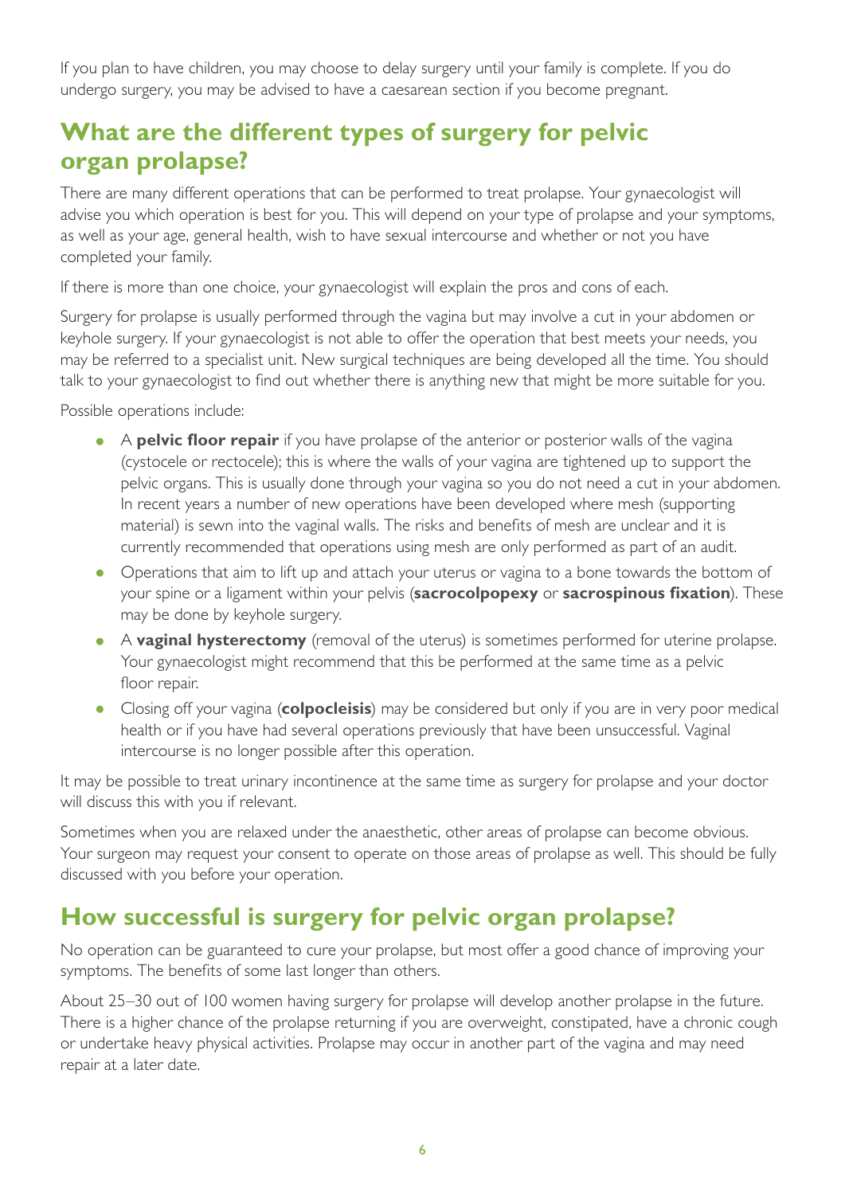If you plan to have children, you may choose to delay surgery until your family is complete. If you do undergo surgery, you may be advised to have a caesarean section if you become pregnant.

## What are the different types of surgery for pelvic organ prolapse?

There are many different operations that can be performed to treat prolapse. Your gynaecologist will advise you which operation is best for you. This will depend on your type of prolapse and your symptoms, as well as your age, general health, wish to have sexual intercourse and whether or not you have completed your family.

If there is more than one choice, your gynaecologist will explain the pros and cons of each.

Surgery for prolapse is usually performed through the vagina but may involve a cut in your abdomen or keyhole surgery. If your gynaecologist is not able to offer the operation that best meets your needs, you may be referred to a specialist unit. New surgical techniques are being developed all the time. You should talk to your gynaecologist to find out whether there is anything new that might be more suitable for you.

Possible operations include:

- A **pelvic floor repair** if you have prolapse of the anterior or posterior walls of the vagina (cystocele or rectocele); this is where the walls of your vagina are tightened up to support the pelvic organs. This is usually done through your vagina so you do not need a cut in your abdomen. In recent years a number of new operations have been developed where mesh (supporting material) is sewn into the vaginal walls. The risks and benefits of mesh are unclear and it is currently recommended that operations using mesh are only performed as part of an audit.
- Operations that aim to lift up and attach your uterus or vagina to a bone towards the bottom of your spine or a ligament within your pelvis (**sacrocolpopexy** or **sacrospinous fixation**). These may be done by keyhole surgery.
- A **vaginal hysterectomy** (removal of the uterus) is sometimes performed for uterine prolapse. Your gynaecologist might recommend that this be performed at the same time as a pelvic floor repair.
- Closing off your vagina (**colpocleisis**) may be considered but only if you are in very poor medical health or if you have had several operations previously that have been unsuccessful. Vaginal intercourse is no longer possible after this operation.

It may be possible to treat urinary incontinence at the same time as surgery for prolapse and your doctor will discuss this with you if relevant.

Sometimes when you are relaxed under the anaesthetic, other areas of prolapse can become obvious. Your surgeon may request your consent to operate on those areas of prolapse as well. This should be fully discussed with you before your operation.

## How successful is surgery for pelvic organ prolapse?

No operation can be guaranteed to cure your prolapse, but most offer a good chance of improving your symptoms. The benefits of some last longer than others.

About 25–30 out of 100 women having surgery for prolapse will develop another prolapse in the future. There is a higher chance of the prolapse returning if you are overweight, constipated, have a chronic cough or undertake heavy physical activities. Prolapse may occur in another part of the vagina and may need repair at a later date.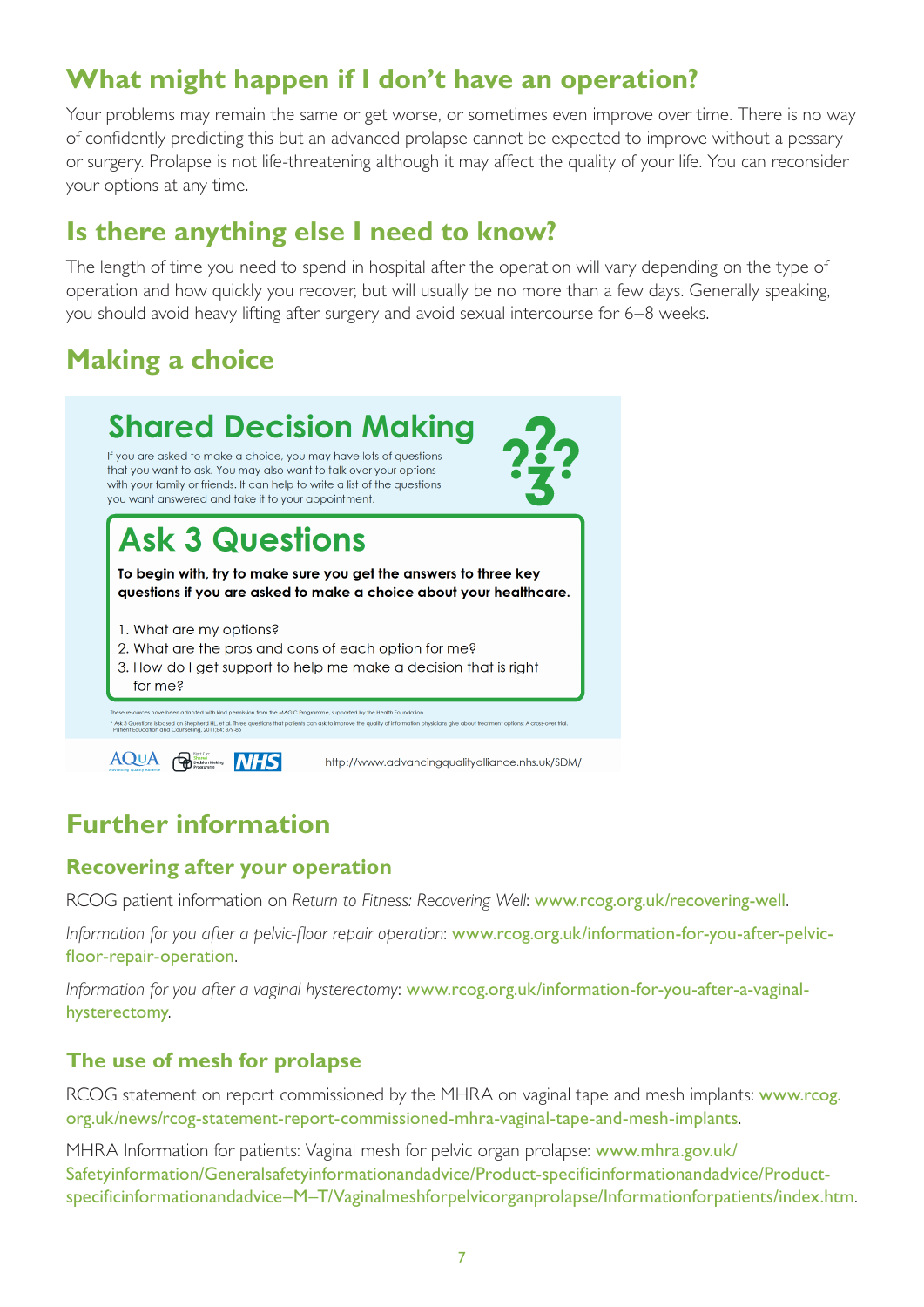## What might happen if I don't have an operation?

Your problems may remain the same or get worse, or sometimes even improve over time. There is no way of confidently predicting this but an advanced prolapse cannot be expected to improve without a pessary or surgery. Prolapse is not life-threatening although it may affect the quality of your life. You can reconsider your options at any time.

## Is there anything else I need to know?

The length of time you need to spend in hospital after the operation will vary depending on the type of operation and how quickly you recover, but will usually be no more than a few days. Generally speaking, you should avoid heavy lifting after surgery and avoid sexual intercourse for 6–8 weeks.

## Making a choice

### Shared Decision Making

If you are asked to make a choice, you may have lots of questions that you want to ask. You may also want to talk over your options with your family or friends. It can help to write a list of the questions you want answered and take it to your appointment.

### Ask 3 Questions

**To begin with, try to make sure you get the answers to three key questions if you are asked to make a choice about your healthcare.**

1. What are my options?
2. What are the pros and cons of each option for me?
3. How do I get support to help me make a decision that is right for me?

These resources have been adapted with kind permission from the MAGIC Programme, supported by the Health Foundation

* Ask 3 Questions is based on Shepherd HL, et al. Three questions that patients can ask to improve the quality of information physicians give about treatment options: A cross-over trial. Patient Education and Counselling, 2011;84: 379-85

AQuA | NHS | http://www.advancingqualityalliance.nhs.uk/SDM/

## Further information

### Recovering after your operation

RCOG patient information on *Return to Fitness: Recovering Well*: www.rcog.org.uk/recovering-well.

*Information for you after a pelvic-floor repair operation*: www.rcog.org.uk/information-for-you-after-pelvic-floor-repair-operation.

*Information for you after a vaginal hysterectomy*: www.rcog.org.uk/information-for-you-after-a-vaginal-hysterectomy.

### The use of mesh for prolapse

RCOG statement on report commissioned by the MHRA on vaginal tape and mesh implants: www.rcog.org.uk/news/rcog-statement-report-commissioned-mhra-vaginal-tape-and-mesh-implants.

MHRA Information for patients: Vaginal mesh for pelvic organ prolapse: www.mhra.gov.uk/Safetyinformation/Generalsafetyinformationandadvice/Product-specificinformationandadvice/Product-specificinformationandadvice–M–T/Vaginalmeshforpelvicorganprolapse/Informationforpatients/index.htm.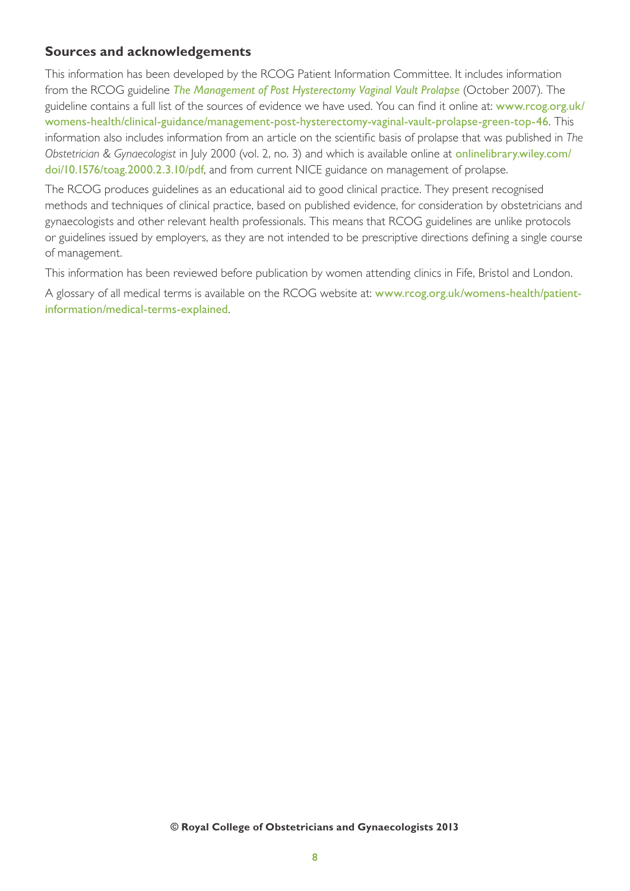## Sources and acknowledgements

This information has been developed by the RCOG Patient Information Committee. It includes information from the RCOG guideline *The Management of Post Hysterectomy Vaginal Vault Prolapse* (October 2007). The guideline contains a full list of the sources of evidence we have used. You can find it online at: www.rcog.org.uk/womens-health/clinical-guidance/management-post-hysterectomy-vaginal-vault-prolapse-green-top-46. This information also includes information from an article on the scientific basis of prolapse that was published in *The Obstetrician & Gynaecologist* in July 2000 (vol. 2, no. 3) and which is available online at onlinelibrary.wiley.com/doi/10.1576/toag.2000.2.3.10/pdf, and from current NICE guidance on management of prolapse.

The RCOG produces guidelines as an educational aid to good clinical practice. They present recognised methods and techniques of clinical practice, based on published evidence, for consideration by obstetricians and gynaecologists and other relevant health professionals. This means that RCOG guidelines are unlike protocols or guidelines issued by employers, as they are not intended to be prescriptive directions defining a single course of management.

This information has been reviewed before publication by women attending clinics in Fife, Bristol and London.

A glossary of all medical terms is available on the RCOG website at: www.rcog.org.uk/womens-health/patient-information/medical-terms-explained.

**© Royal College of Obstetricians and Gynaecologists 2013**